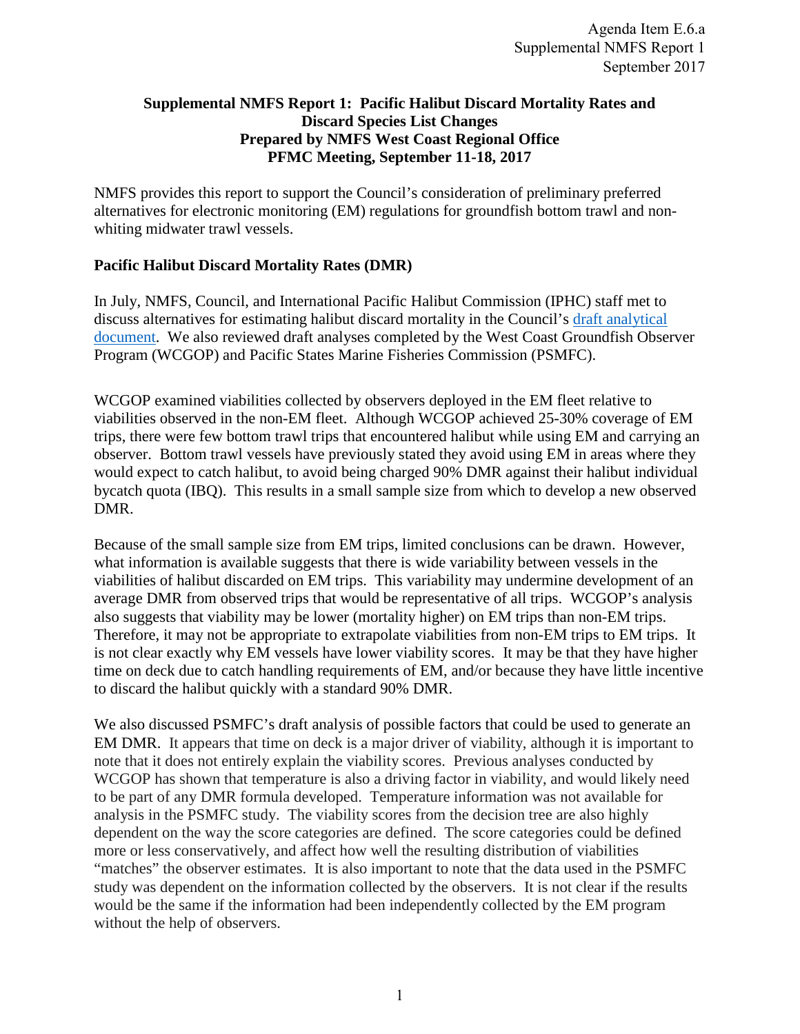Agenda Item E.6.a
Supplemental NMFS Report 1
September 2017

**Supplemental NMFS Report 1: Pacific Halibut Discard Mortality Rates and Discard Species List Changes**
**Prepared by NMFS West Coast Regional Office**
**PFMC Meeting, September 11-18, 2017**

NMFS provides this report to support the Council's consideration of preliminary preferred alternatives for electronic monitoring (EM) regulations for groundfish bottom trawl and non-whiting midwater trawl vessels.

## Pacific Halibut Discard Mortality Rates (DMR)

In July, NMFS, Council, and International Pacific Halibut Commission (IPHC) staff met to discuss alternatives for estimating halibut discard mortality in the Council's draft analytical document. We also reviewed draft analyses completed by the West Coast Groundfish Observer Program (WCGOP) and Pacific States Marine Fisheries Commission (PSMFC).

WCGOP examined viabilities collected by observers deployed in the EM fleet relative to viabilities observed in the non-EM fleet. Although WCGOP achieved 25-30% coverage of EM trips, there were few bottom trawl trips that encountered halibut while using EM and carrying an observer. Bottom trawl vessels have previously stated they avoid using EM in areas where they would expect to catch halibut, to avoid being charged 90% DMR against their halibut individual bycatch quota (IBQ). This results in a small sample size from which to develop a new observed DMR.

Because of the small sample size from EM trips, limited conclusions can be drawn. However, what information is available suggests that there is wide variability between vessels in the viabilities of halibut discarded on EM trips. This variability may undermine development of an average DMR from observed trips that would be representative of all trips. WCGOP's analysis also suggests that viability may be lower (mortality higher) on EM trips than non-EM trips. Therefore, it may not be appropriate to extrapolate viabilities from non-EM trips to EM trips. It is not clear exactly why EM vessels have lower viability scores. It may be that they have higher time on deck due to catch handling requirements of EM, and/or because they have little incentive to discard the halibut quickly with a standard 90% DMR.

We also discussed PSMFC's draft analysis of possible factors that could be used to generate an EM DMR. It appears that time on deck is a major driver of viability, although it is important to note that it does not entirely explain the viability scores. Previous analyses conducted by WCGOP has shown that temperature is also a driving factor in viability, and would likely need to be part of any DMR formula developed. Temperature information was not available for analysis in the PSMFC study. The viability scores from the decision tree are also highly dependent on the way the score categories are defined. The score categories could be defined more or less conservatively, and affect how well the resulting distribution of viabilities "matches" the observer estimates. It is also important to note that the data used in the PSMFC study was dependent on the information collected by the observers. It is not clear if the results would be the same if the information had been independently collected by the EM program without the help of observers.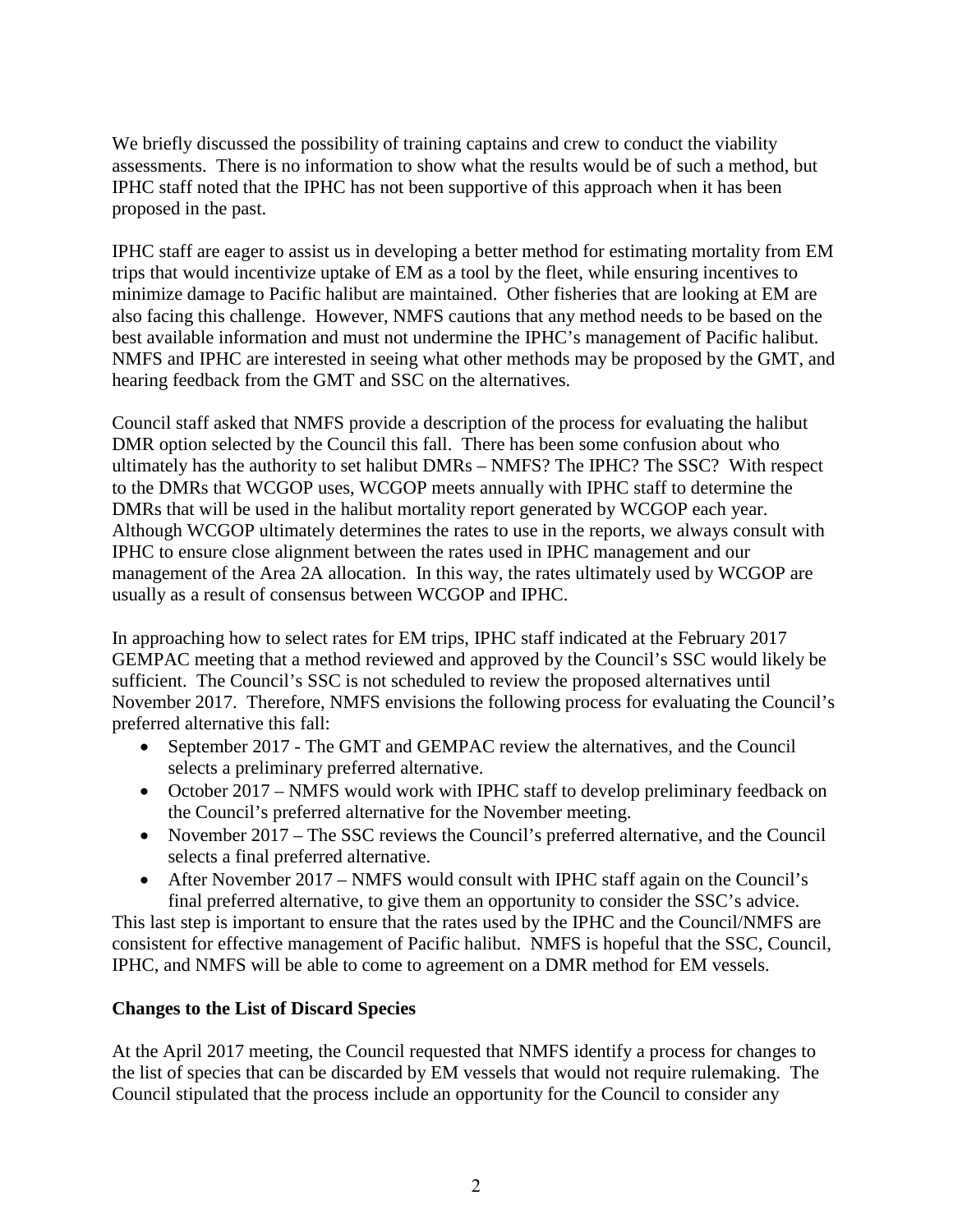We briefly discussed the possibility of training captains and crew to conduct the viability assessments. There is no information to show what the results would be of such a method, but IPHC staff noted that the IPHC has not been supportive of this approach when it has been proposed in the past.

IPHC staff are eager to assist us in developing a better method for estimating mortality from EM trips that would incentivize uptake of EM as a tool by the fleet, while ensuring incentives to minimize damage to Pacific halibut are maintained. Other fisheries that are looking at EM are also facing this challenge. However, NMFS cautions that any method needs to be based on the best available information and must not undermine the IPHC's management of Pacific halibut. NMFS and IPHC are interested in seeing what other methods may be proposed by the GMT, and hearing feedback from the GMT and SSC on the alternatives.

Council staff asked that NMFS provide a description of the process for evaluating the halibut DMR option selected by the Council this fall. There has been some confusion about who ultimately has the authority to set halibut DMRs – NMFS? The IPHC? The SSC? With respect to the DMRs that WCGOP uses, WCGOP meets annually with IPHC staff to determine the DMRs that will be used in the halibut mortality report generated by WCGOP each year. Although WCGOP ultimately determines the rates to use in the reports, we always consult with IPHC to ensure close alignment between the rates used in IPHC management and our management of the Area 2A allocation. In this way, the rates ultimately used by WCGOP are usually as a result of consensus between WCGOP and IPHC.

In approaching how to select rates for EM trips, IPHC staff indicated at the February 2017 GEMPAC meeting that a method reviewed and approved by the Council's SSC would likely be sufficient. The Council's SSC is not scheduled to review the proposed alternatives until November 2017. Therefore, NMFS envisions the following process for evaluating the Council's preferred alternative this fall:

- September 2017 - The GMT and GEMPAC review the alternatives, and the Council selects a preliminary preferred alternative.
- October 2017 – NMFS would work with IPHC staff to develop preliminary feedback on the Council's preferred alternative for the November meeting.
- November 2017 – The SSC reviews the Council's preferred alternative, and the Council selects a final preferred alternative.
- After November 2017 – NMFS would consult with IPHC staff again on the Council's final preferred alternative, to give them an opportunity to consider the SSC's advice.

This last step is important to ensure that the rates used by the IPHC and the Council/NMFS are consistent for effective management of Pacific halibut. NMFS is hopeful that the SSC, Council, IPHC, and NMFS will be able to come to agreement on a DMR method for EM vessels.

**Changes to the List of Discard Species**

At the April 2017 meeting, the Council requested that NMFS identify a process for changes to the list of species that can be discarded by EM vessels that would not require rulemaking. The Council stipulated that the process include an opportunity for the Council to consider any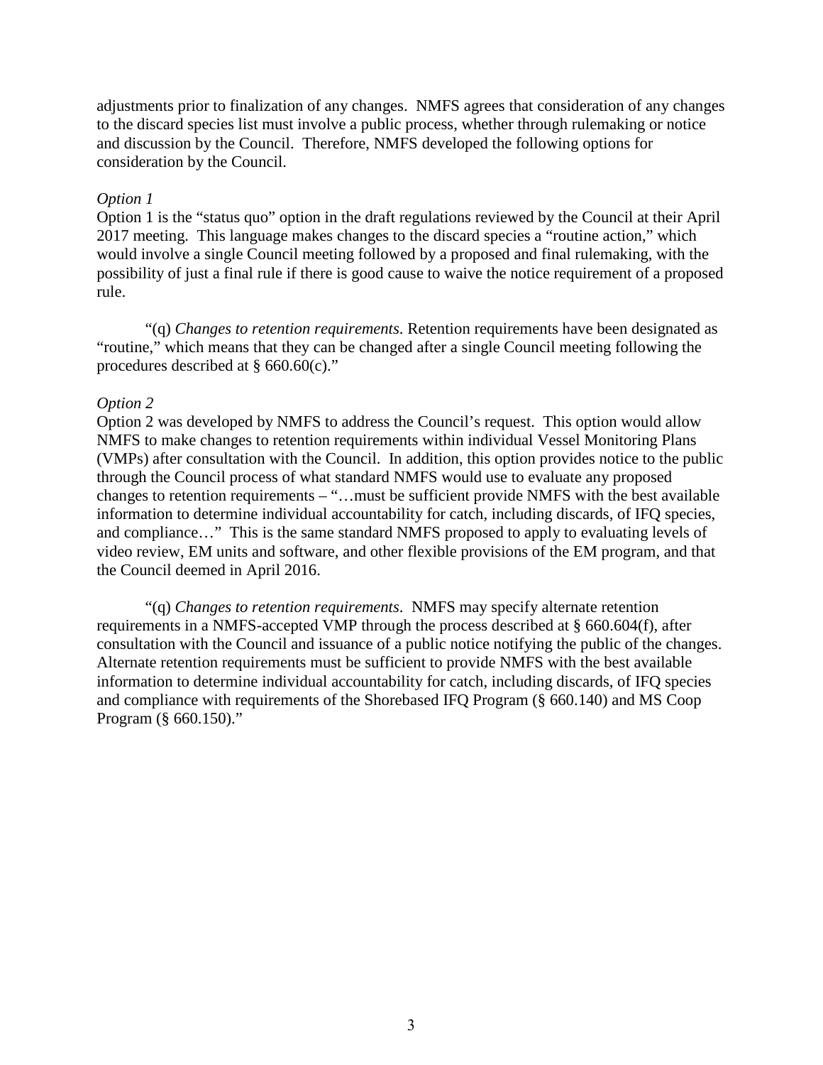adjustments prior to finalization of any changes. NMFS agrees that consideration of any changes to the discard species list must involve a public process, whether through rulemaking or notice and discussion by the Council. Therefore, NMFS developed the following options for consideration by the Council.

*Option 1*

Option 1 is the "status quo" option in the draft regulations reviewed by the Council at their April 2017 meeting. This language makes changes to the discard species a "routine action," which would involve a single Council meeting followed by a proposed and final rulemaking, with the possibility of just a final rule if there is good cause to waive the notice requirement of a proposed rule.

"(q) *Changes to retention requirements*. Retention requirements have been designated as "routine," which means that they can be changed after a single Council meeting following the procedures described at § 660.60(c)."

*Option 2*

Option 2 was developed by NMFS to address the Council's request. This option would allow NMFS to make changes to retention requirements within individual Vessel Monitoring Plans (VMPs) after consultation with the Council. In addition, this option provides notice to the public through the Council process of what standard NMFS would use to evaluate any proposed changes to retention requirements – "…must be sufficient provide NMFS with the best available information to determine individual accountability for catch, including discards, of IFQ species, and compliance…" This is the same standard NMFS proposed to apply to evaluating levels of video review, EM units and software, and other flexible provisions of the EM program, and that the Council deemed in April 2016.

"(q) *Changes to retention requirements*. NMFS may specify alternate retention requirements in a NMFS-accepted VMP through the process described at § 660.604(f), after consultation with the Council and issuance of a public notice notifying the public of the changes. Alternate retention requirements must be sufficient to provide NMFS with the best available information to determine individual accountability for catch, including discards, of IFQ species and compliance with requirements of the Shorebased IFQ Program (§ 660.140) and MS Coop Program (§ 660.150)."